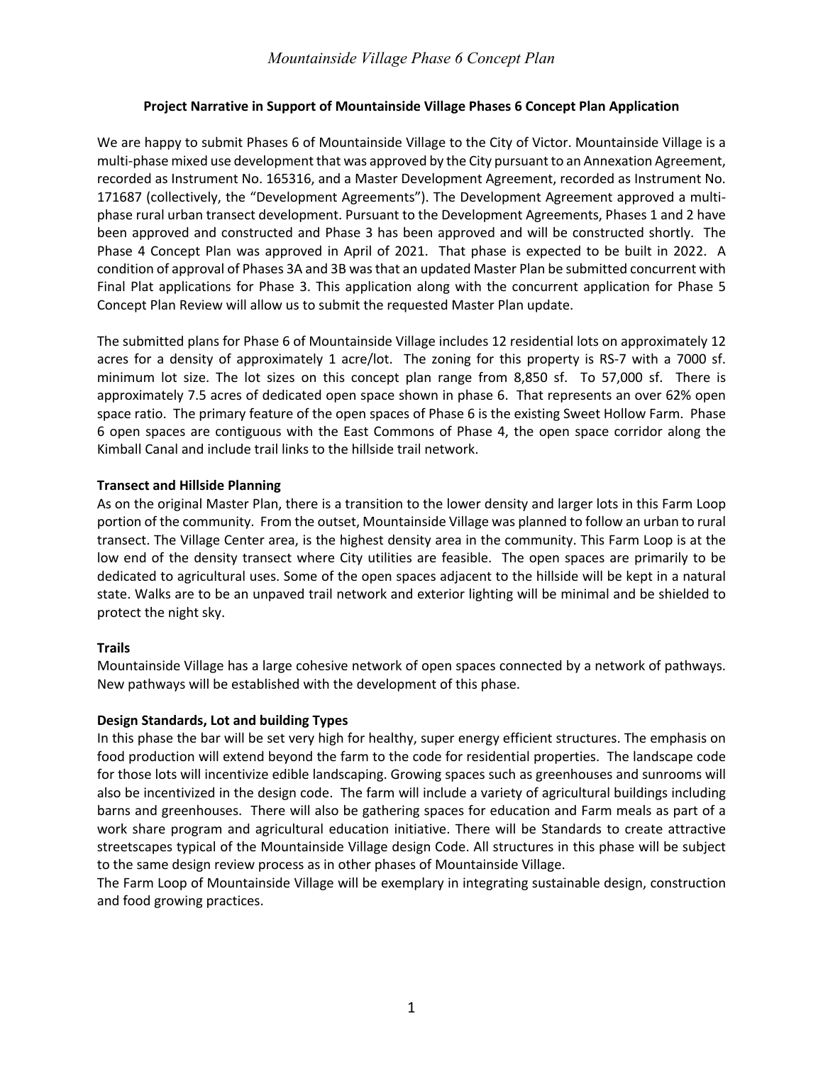**Project Narrative in Support of Mountainside Village Phases 6 Concept Plan Application**

We are happy to submit Phases 6 of Mountainside Village to the City of Victor. Mountainside Village is a multi-phase mixed use development that was approved by the City pursuant to an Annexation Agreement, recorded as Instrument No. 165316, and a Master Development Agreement, recorded as Instrument No. 171687 (collectively, the "Development Agreements"). The Development Agreement approved a multi-phase rural urban transect development. Pursuant to the Development Agreements, Phases 1 and 2 have been approved and constructed and Phase 3 has been approved and will be constructed shortly. The Phase 4 Concept Plan was approved in April of 2021. That phase is expected to be built in 2022. A condition of approval of Phases 3A and 3B was that an updated Master Plan be submitted concurrent with Final Plat applications for Phase 3. This application along with the concurrent application for Phase 5 Concept Plan Review will allow us to submit the requested Master Plan update.

The submitted plans for Phase 6 of Mountainside Village includes 12 residential lots on approximately 12 acres for a density of approximately 1 acre/lot. The zoning for this property is RS-7 with a 7000 sf. minimum lot size. The lot sizes on this concept plan range from 8,850 sf. To 57,000 sf. There is approximately 7.5 acres of dedicated open space shown in phase 6. That represents an over 62% open space ratio. The primary feature of the open spaces of Phase 6 is the existing Sweet Hollow Farm. Phase 6 open spaces are contiguous with the East Commons of Phase 4, the open space corridor along the Kimball Canal and include trail links to the hillside trail network.

**Transect and Hillside Planning**

As on the original Master Plan, there is a transition to the lower density and larger lots in this Farm Loop portion of the community. From the outset, Mountainside Village was planned to follow an urban to rural transect. The Village Center area, is the highest density area in the community. This Farm Loop is at the low end of the density transect where City utilities are feasible. The open spaces are primarily to be dedicated to agricultural uses. Some of the open spaces adjacent to the hillside will be kept in a natural state. Walks are to be an unpaved trail network and exterior lighting will be minimal and be shielded to protect the night sky.

**Trails**

Mountainside Village has a large cohesive network of open spaces connected by a network of pathways. New pathways will be established with the development of this phase.

**Design Standards, Lot and building Types**

In this phase the bar will be set very high for healthy, super energy efficient structures. The emphasis on food production will extend beyond the farm to the code for residential properties. The landscape code for those lots will incentivize edible landscaping. Growing spaces such as greenhouses and sunrooms will also be incentivized in the design code. The farm will include a variety of agricultural buildings including barns and greenhouses. There will also be gathering spaces for education and Farm meals as part of a work share program and agricultural education initiative. There will be Standards to create attractive streetscapes typical of the Mountainside Village design Code. All structures in this phase will be subject to the same design review process as in other phases of Mountainside Village.

The Farm Loop of Mountainside Village will be exemplary in integrating sustainable design, construction and food growing practices.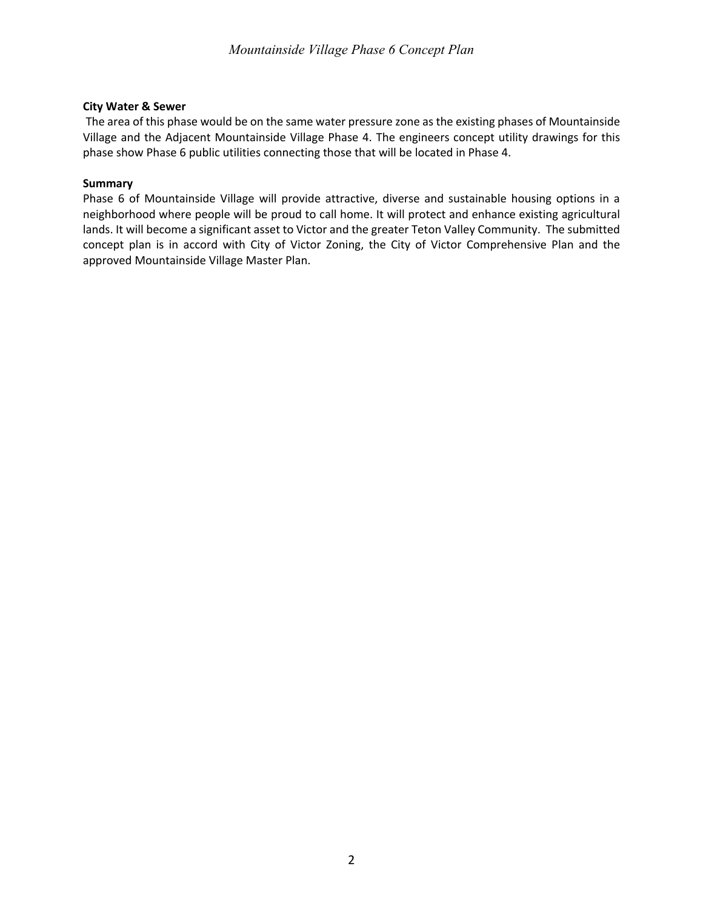**City Water & Sewer**

The area of this phase would be on the same water pressure zone as the existing phases of Mountainside Village and the Adjacent Mountainside Village Phase 4. The engineers concept utility drawings for this phase show Phase 6 public utilities connecting those that will be located in Phase 4.

**Summary**

Phase 6 of Mountainside Village will provide attractive, diverse and sustainable housing options in a neighborhood where people will be proud to call home. It will protect and enhance existing agricultural lands. It will become a significant asset to Victor and the greater Teton Valley Community. The submitted concept plan is in accord with City of Victor Zoning, the City of Victor Comprehensive Plan and the approved Mountainside Village Master Plan.